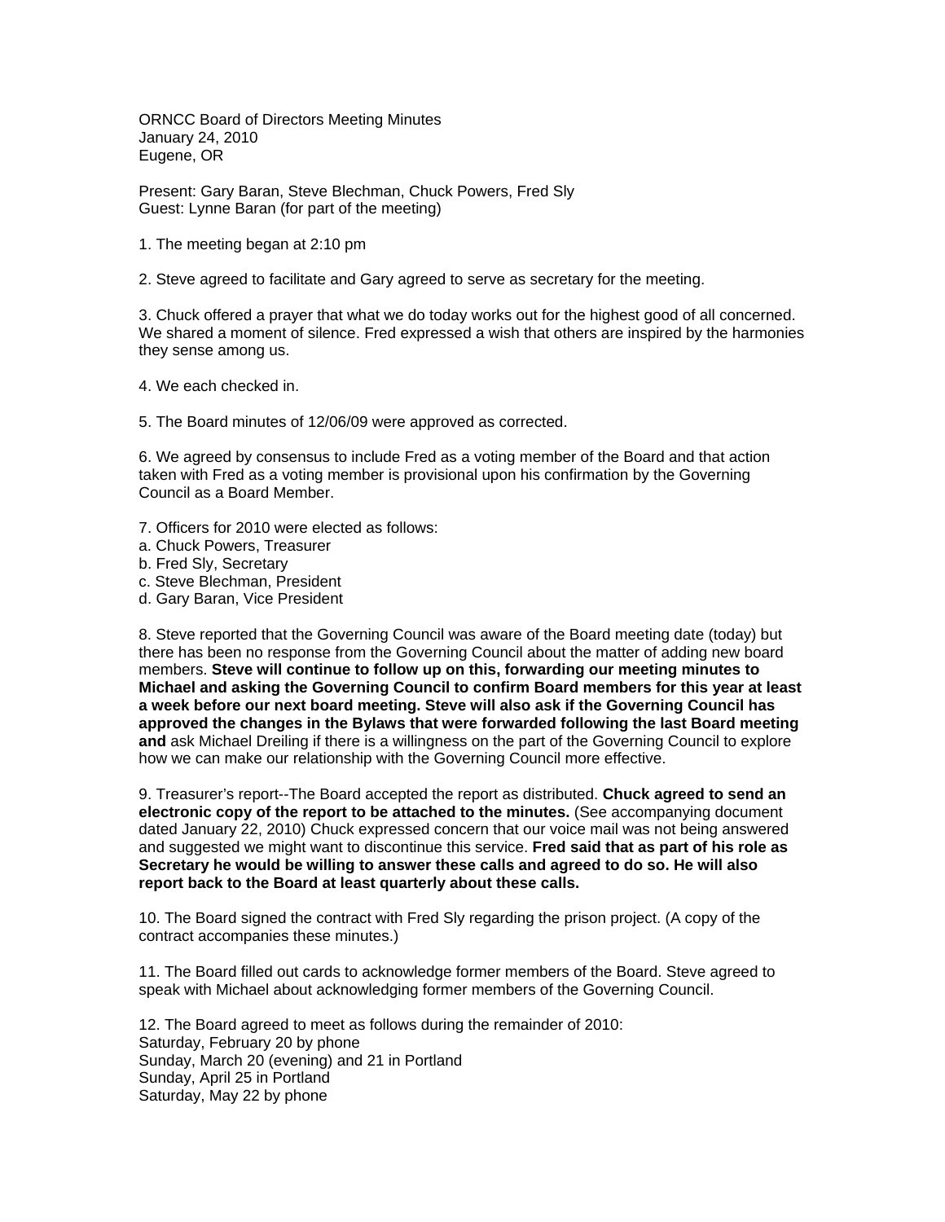ORNCC Board of Directors Meeting Minutes
January 24, 2010
Eugene, OR

Present: Gary Baran, Steve Blechman, Chuck Powers, Fred Sly
Guest: Lynne Baran (for part of the meeting)

1. The meeting began at 2:10 pm

2. Steve agreed to facilitate and Gary agreed to serve as secretary for the meeting.

3. Chuck offered a prayer that what we do today works out for the highest good of all concerned. We shared a moment of silence. Fred expressed a wish that others are inspired by the harmonies they sense among us.

4. We each checked in.

5. The Board minutes of 12/06/09 were approved as corrected.

6. We agreed by consensus to include Fred as a voting member of the Board and that action taken with Fred as a voting member is provisional upon his confirmation by the Governing Council as a Board Member.

7. Officers for 2010 were elected as follows:
a. Chuck Powers, Treasurer
b. Fred Sly, Secretary
c. Steve Blechman, President
d. Gary Baran, Vice President

8. Steve reported that the Governing Council was aware of the Board meeting date (today) but there has been no response from the Governing Council about the matter of adding new board members. **Steve will continue to follow up on this, forwarding our meeting minutes to Michael and asking the Governing Council to confirm Board members for this year at least a week before our next board meeting. Steve will also ask if the Governing Council has approved the changes in the Bylaws that were forwarded following the last Board meeting and** ask Michael Dreiling if there is a willingness on the part of the Governing Council to explore how we can make our relationship with the Governing Council more effective.

9. Treasurer's report--The Board accepted the report as distributed. **Chuck agreed to send an electronic copy of the report to be attached to the minutes.** (See accompanying document dated January 22, 2010) Chuck expressed concern that our voice mail was not being answered and suggested we might want to discontinue this service. **Fred said that as part of his role as Secretary he would be willing to answer these calls and agreed to do so. He will also report back to the Board at least quarterly about these calls.**

10. The Board signed the contract with Fred Sly regarding the prison project. (A copy of the contract accompanies these minutes.)

11. The Board filled out cards to acknowledge former members of the Board. Steve agreed to speak with Michael about acknowledging former members of the Governing Council.

12. The Board agreed to meet as follows during the remainder of 2010:
Saturday, February 20 by phone
Sunday, March 20 (evening) and 21 in Portland
Sunday, April 25 in Portland
Saturday, May 22 by phone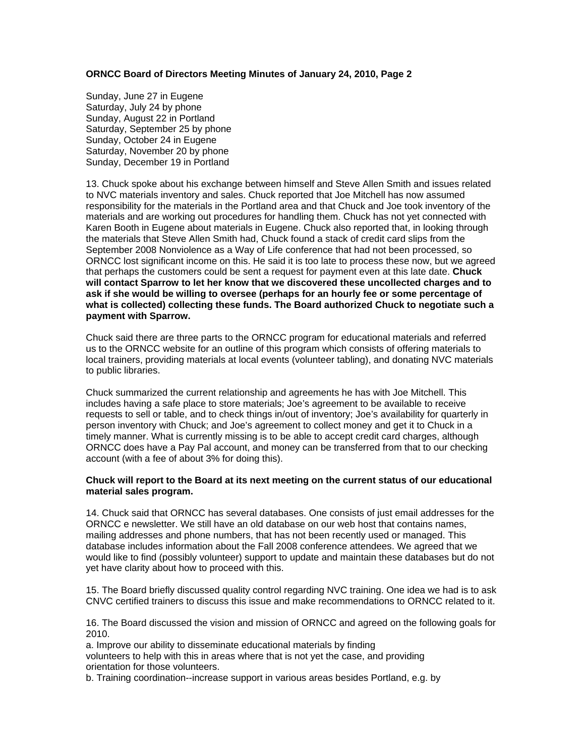Sunday, June 27 in Eugene
Saturday, July 24 by phone
Sunday, August 22 in Portland
Saturday, September 25 by phone
Sunday, October 24 in Eugene
Saturday, November 20 by phone
Sunday, December 19 in Portland

13. Chuck spoke about his exchange between himself and Steve Allen Smith and issues related to NVC materials inventory and sales. Chuck reported that Joe Mitchell has now assumed responsibility for the materials in the Portland area and that Chuck and Joe took inventory of the materials and are working out procedures for handling them. Chuck has not yet connected with Karen Booth in Eugene about materials in Eugene. Chuck also reported that, in looking through the materials that Steve Allen Smith had, Chuck found a stack of credit card slips from the September 2008 Nonviolence as a Way of Life conference that had not been processed, so ORNCC lost significant income on this. He said it is too late to process these now, but we agreed that perhaps the customers could be sent a request for payment even at this late date. **Chuck will contact Sparrow to let her know that we discovered these uncollected charges and to ask if she would be willing to oversee (perhaps for an hourly fee or some percentage of what is collected) collecting these funds. The Board authorized Chuck to negotiate such a payment with Sparrow.**

Chuck said there are three parts to the ORNCC program for educational materials and referred us to the ORNCC website for an outline of this program which consists of offering materials to local trainers, providing materials at local events (volunteer tabling), and donating NVC materials to public libraries.

Chuck summarized the current relationship and agreements he has with Joe Mitchell. This includes having a safe place to store materials; Joe's agreement to be available to receive requests to sell or table, and to check things in/out of inventory; Joe's availability for quarterly in person inventory with Chuck; and Joe's agreement to collect money and get it to Chuck in a timely manner. What is currently missing is to be able to accept credit card charges, although ORNCC does have a Pay Pal account, and money can be transferred from that to our checking account (with a fee of about 3% for doing this).

**Chuck will report to the Board at its next meeting on the current status of our educational material sales program.**

14. Chuck said that ORNCC has several databases. One consists of just email addresses for the ORNCC e newsletter. We still have an old database on our web host that contains names, mailing addresses and phone numbers, that has not been recently used or managed. This database includes information about the Fall 2008 conference attendees. We agreed that we would like to find (possibly volunteer) support to update and maintain these databases but do not yet have clarity about how to proceed with this.

15. The Board briefly discussed quality control regarding NVC training. One idea we had is to ask CNVC certified trainers to discuss this issue and make recommendations to ORNCC related to it.

16. The Board discussed the vision and mission of ORNCC and agreed on the following goals for 2010.

a. Improve our ability to disseminate educational materials by finding volunteers to help with this in areas where that is not yet the case, and providing orientation for those volunteers.

b. Training coordination--increase support in various areas besides Portland, e.g. by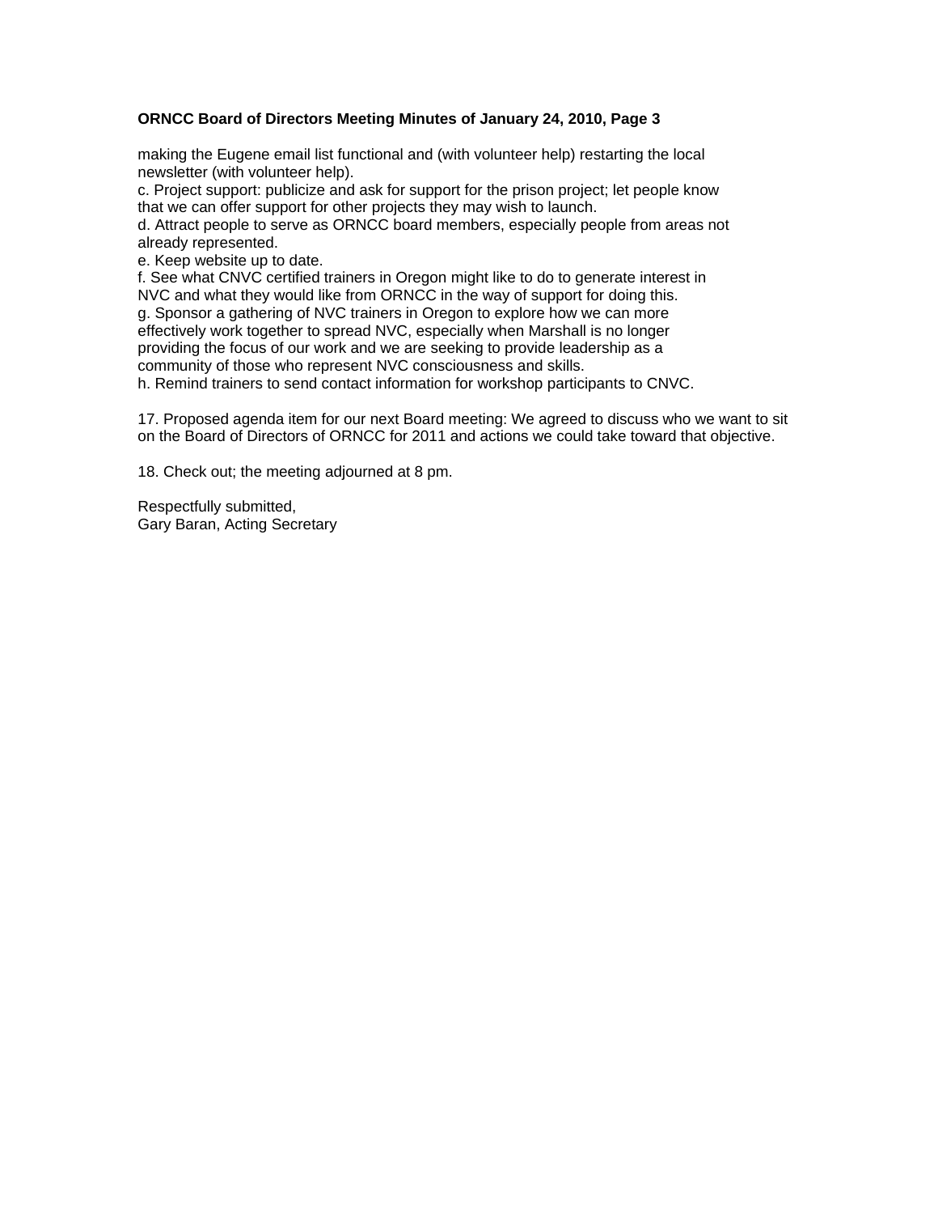making the Eugene email list functional and (with volunteer help) restarting the local newsletter (with volunteer help).

c. Project support: publicize and ask for support for the prison project; let people know that we can offer support for other projects they may wish to launch.

d. Attract people to serve as ORNCC board members, especially people from areas not already represented.

e. Keep website up to date.

f. See what CNVC certified trainers in Oregon might like to do to generate interest in NVC and what they would like from ORNCC in the way of support for doing this.

g. Sponsor a gathering of NVC trainers in Oregon to explore how we can more effectively work together to spread NVC, especially when Marshall is no longer providing the focus of our work and we are seeking to provide leadership as a community of those who represent NVC consciousness and skills.

h. Remind trainers to send contact information for workshop participants to CNVC.

17. Proposed agenda item for our next Board meeting: We agreed to discuss who we want to sit on the Board of Directors of ORNCC for 2011 and actions we could take toward that objective.

18. Check out; the meeting adjourned at 8 pm.

Respectfully submitted,
Gary Baran, Acting Secretary